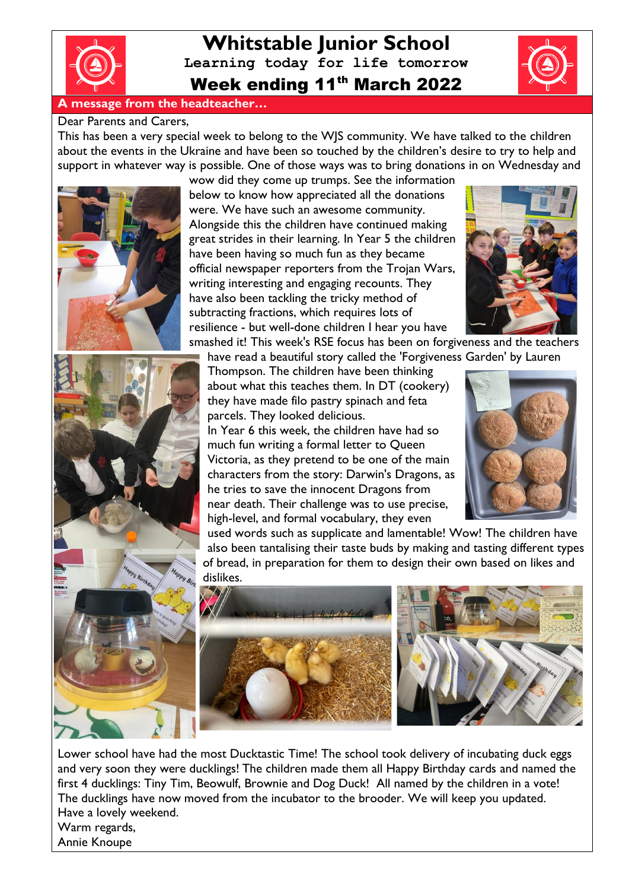# Whitstable Junior School

**Learning today for life tomorrow**

## Week ending 11th March 2022

### A message from the headteacher…

Dear Parents and Carers,

This has been a very special week to belong to the WJS community. We have talked to the children about the events in the Ukraine and have been so touched by the children's desire to try to help and support in whatever way is possible. One of those ways was to bring donations in on Wednesday and wow did they come up trumps. See the information below to know how appreciated all the donations were. We have such an awesome community.

Alongside this the children have continued making great strides in their learning. In Year 5 the children have been having so much fun as they became official newspaper reporters from the Trojan Wars, writing interesting and engaging recounts. They have also been tackling the tricky method of subtracting fractions, which requires lots of resilience - but well-done children I hear you have smashed it! This week's RSE focus has been on forgiveness and the teachers have read a beautiful story called the 'Forgiveness Garden' by Lauren Thompson. The children have been thinking about what this teaches them. In DT (cookery) they have made filo pastry spinach and feta parcels. They looked delicious.

In Year 6 this week, the children have had so much fun writing a formal letter to Queen Victoria, as they pretend to be one of the main characters from the story: Darwin's Dragons, as he tries to save the innocent Dragons from near death. Their challenge was to use precise, high-level, and formal vocabulary, they even used words such as supplicate and lamentable! Wow! The children have also been tantalising their taste buds by making and tasting different types of bread, in preparation for them to design their own based on likes and dislikes.

Lower school have had the most Ducktastic Time! The school took delivery of incubating duck eggs and very soon they were ducklings! The children made them all Happy Birthday cards and named the first 4 ducklings: Tiny Tim, Beowulf, Brownie and Dog Duck! All named by the children in a vote! The ducklings have now moved from the incubator to the brooder. We will keep you updated.

Have a lovely weekend.

Warm regards,

Annie Knoupe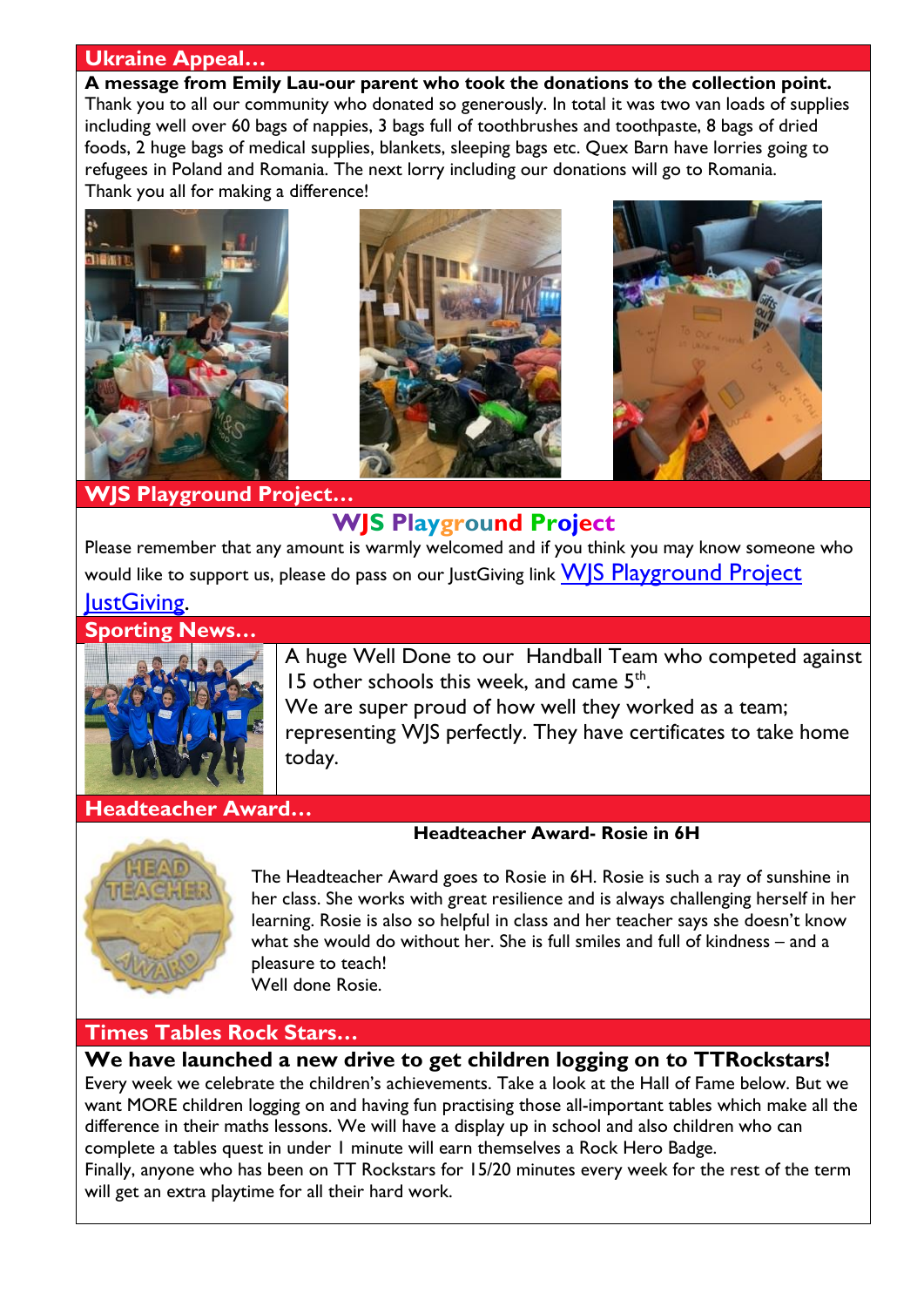## Ukraine Appeal…

**A message from Emily Lau-our parent who took the donations to the collection point.**
Thank you to all our community who donated so generously. In total it was two van loads of supplies including well over 60 bags of nappies, 3 bags full of toothbrushes and toothpaste, 8 bags of dried foods, 2 huge bags of medical supplies, blankets, sleeping bags etc. Quex Barn have lorries going to refugees in Poland and Romania. The next lorry including our donations will go to Romania.
Thank you all for making a difference!

## WJS Playground Project…

### WJS Playground Project

Please remember that any amount is warmly welcomed and if you think you may know someone who would like to support us, please do pass on our JustGiving link WJS Playground Project JustGiving.

## Sporting News…

A huge Well Done to our Handball Team who competed against 15 other schools this week, and came 5th.
We are super proud of how well they worked as a team; representing WJS perfectly. They have certificates to take home today.

## Headteacher Award…

**Headteacher Award- Rosie in 6H**

The Headteacher Award goes to Rosie in 6H. Rosie is such a ray of sunshine in her class. She works with great resilience and is always challenging herself in her learning. Rosie is also so helpful in class and her teacher says she doesn't know what she would do without her. She is full smiles and full of kindness – and a pleasure to teach!
Well done Rosie.

## Times Tables Rock Stars…

**We have launched a new drive to get children logging on to TTRockstars!**
Every week we celebrate the children's achievements. Take a look at the Hall of Fame below. But we want MORE children logging on and having fun practising those all-important tables which make all the difference in their maths lessons. We will have a display up in school and also children who can complete a tables quest in under 1 minute will earn themselves a Rock Hero Badge.
Finally, anyone who has been on TT Rockstars for 15/20 minutes every week for the rest of the term will get an extra playtime for all their hard work.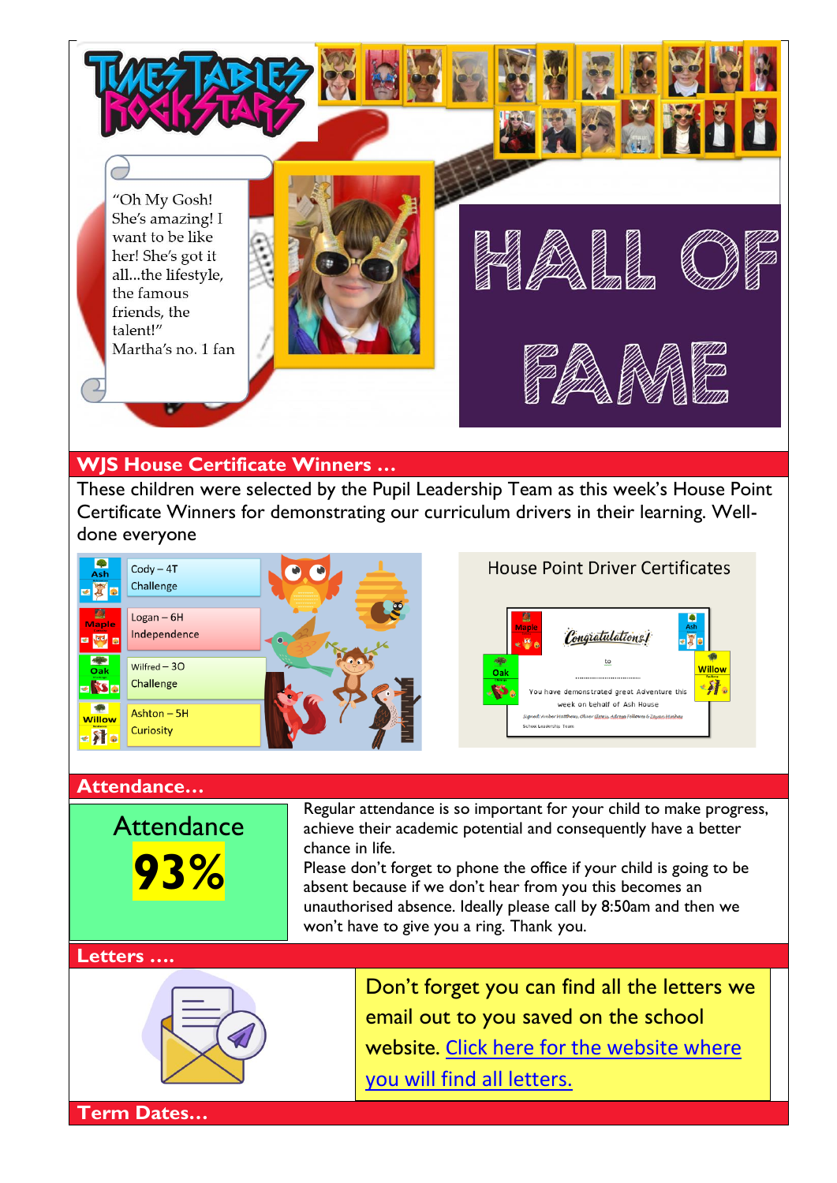# TIMES TABLES ROCKSTARS

"Oh My Gosh! She's amazing! I want to be like her! She's got it all...the lifestyle, the famous friends, the talent!"
Martha's no. 1 fan

# HALL OF FAME

## WJS House Certificate Winners …

These children were selected by the Pupil Leadership Team as this week's House Point Certificate Winners for demonstrating our curriculum drivers in their learning. Well-done everyone

| House | Winner |
|---|---|
| Ash | Cody – 4T<br>Challenge |
| Maple | Logan – 6H<br>Independence |
| Oak | Wilfred – 3O<br>Challenge |
| Willow | Ashton – 5H<br>Curiosity |

House Point Driver Certificates

## Attendance…

Attendance

**93%**

Regular attendance is so important for your child to make progress, achieve their academic potential and consequently have a better chance in life.

Please don't forget to phone the office if your child is going to be absent because if we don't hear from you this becomes an unauthorised absence. Ideally please call by 8:50am and then we won't have to give you a ring. Thank you.

## Letters ….

Don't forget you can find all the letters we email out to you saved on the school website. Click here for the website where you will find all letters.

## Term Dates…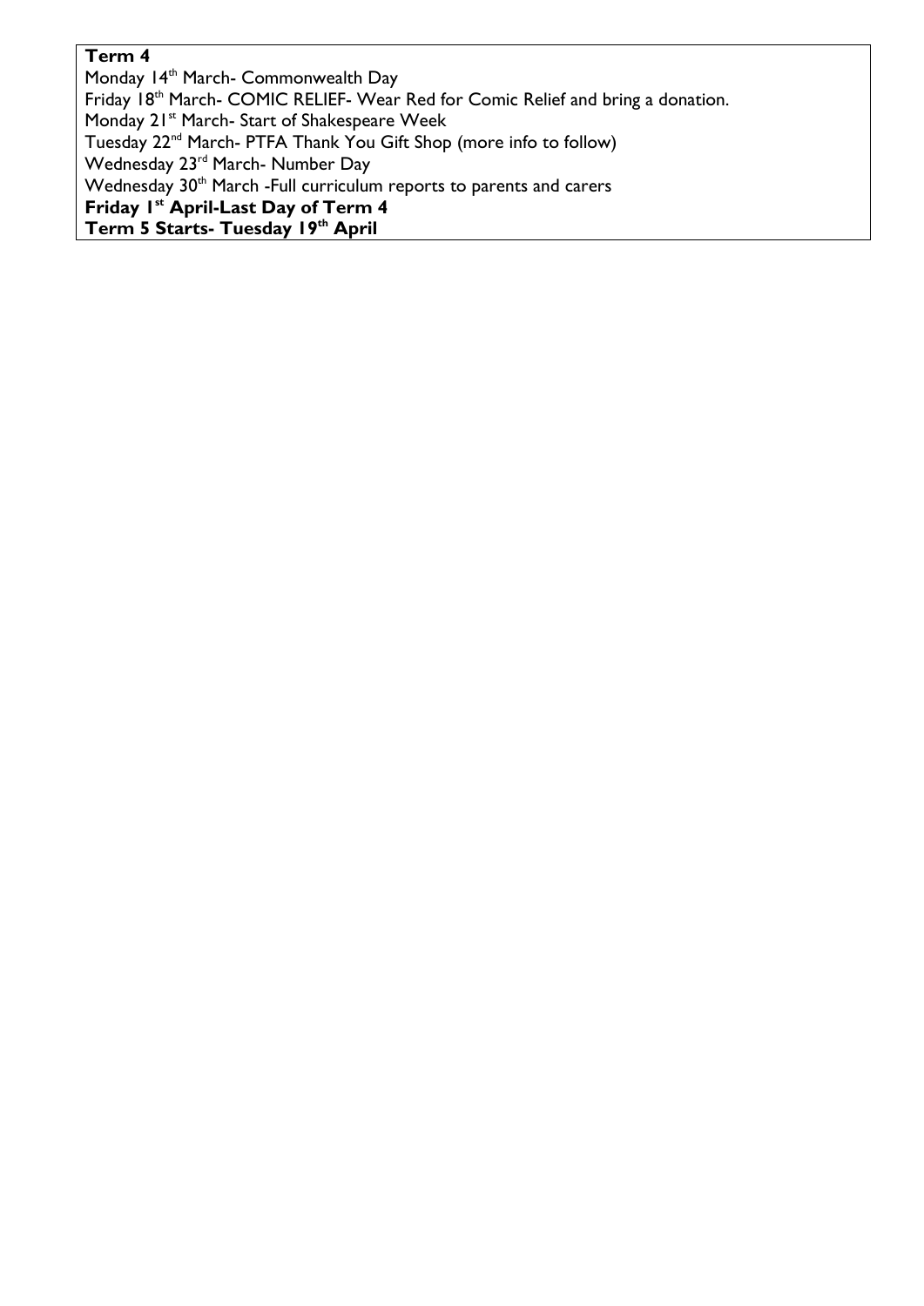**Term 4**

Monday 14th March- Commonwealth Day
Friday 18th March- COMIC RELIEF- Wear Red for Comic Relief and bring a donation.
Monday 21st March- Start of Shakespeare Week
Tuesday 22nd March- PTFA Thank You Gift Shop (more info to follow)
Wednesday 23rd March- Number Day
Wednesday 30th March -Full curriculum reports to parents and carers
**Friday 1st April-Last Day of Term 4**
**Term 5 Starts- Tuesday 19th April**